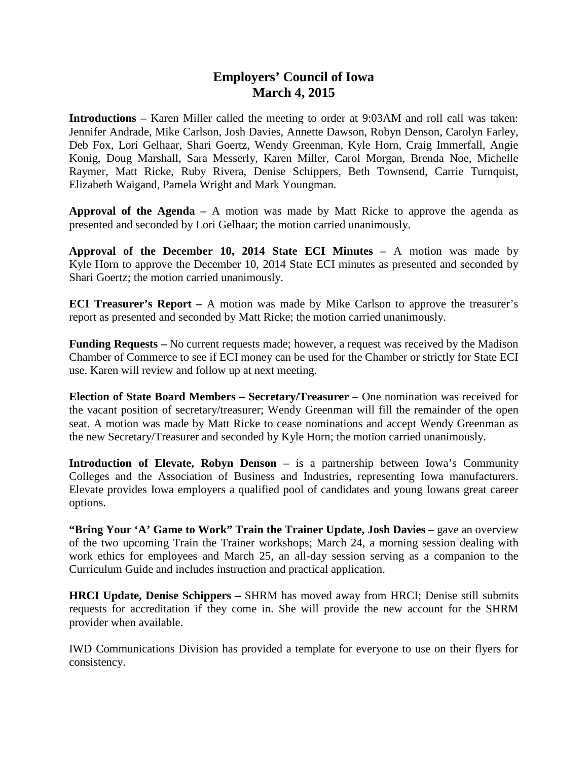# Employers' Council of Iowa
## March 4, 2015

**Introductions –** Karen Miller called the meeting to order at 9:03AM and roll call was taken: Jennifer Andrade, Mike Carlson, Josh Davies, Annette Dawson, Robyn Denson, Carolyn Farley, Deb Fox, Lori Gelhaar, Shari Goertz, Wendy Greenman, Kyle Horn, Craig Immerfall, Angie Konig, Doug Marshall, Sara Messerly, Karen Miller, Carol Morgan, Brenda Noe, Michelle Raymer, Matt Ricke, Ruby Rivera, Denise Schippers, Beth Townsend, Carrie Turnquist, Elizabeth Waigand, Pamela Wright and Mark Youngman.

**Approval of the Agenda –** A motion was made by Matt Ricke to approve the agenda as presented and seconded by Lori Gelhaar; the motion carried unanimously.

**Approval of the December 10, 2014 State ECI Minutes –** A motion was made by Kyle Horn to approve the December 10, 2014 State ECI minutes as presented and seconded by Shari Goertz; the motion carried unanimously.

**ECI Treasurer's Report –** A motion was made by Mike Carlson to approve the treasurer's report as presented and seconded by Matt Ricke; the motion carried unanimously.

**Funding Requests –** No current requests made; however, a request was received by the Madison Chamber of Commerce to see if ECI money can be used for the Chamber or strictly for State ECI use. Karen will review and follow up at next meeting.

**Election of State Board Members – Secretary/Treasurer** – One nomination was received for the vacant position of secretary/treasurer; Wendy Greenman will fill the remainder of the open seat. A motion was made by Matt Ricke to cease nominations and accept Wendy Greenman as the new Secretary/Treasurer and seconded by Kyle Horn; the motion carried unanimously.

**Introduction of Elevate, Robyn Denson –** is a partnership between Iowa's Community Colleges and the Association of Business and Industries, representing Iowa manufacturers. Elevate provides Iowa employers a qualified pool of candidates and young Iowans great career options.

**"Bring Your 'A' Game to Work" Train the Trainer Update, Josh Davies** – gave an overview of the two upcoming Train the Trainer workshops; March 24, a morning session dealing with work ethics for employees and March 25, an all-day session serving as a companion to the Curriculum Guide and includes instruction and practical application.

**HRCI Update, Denise Schippers –** SHRM has moved away from HRCI; Denise still submits requests for accreditation if they come in. She will provide the new account for the SHRM provider when available.

IWD Communications Division has provided a template for everyone to use on their flyers for consistency.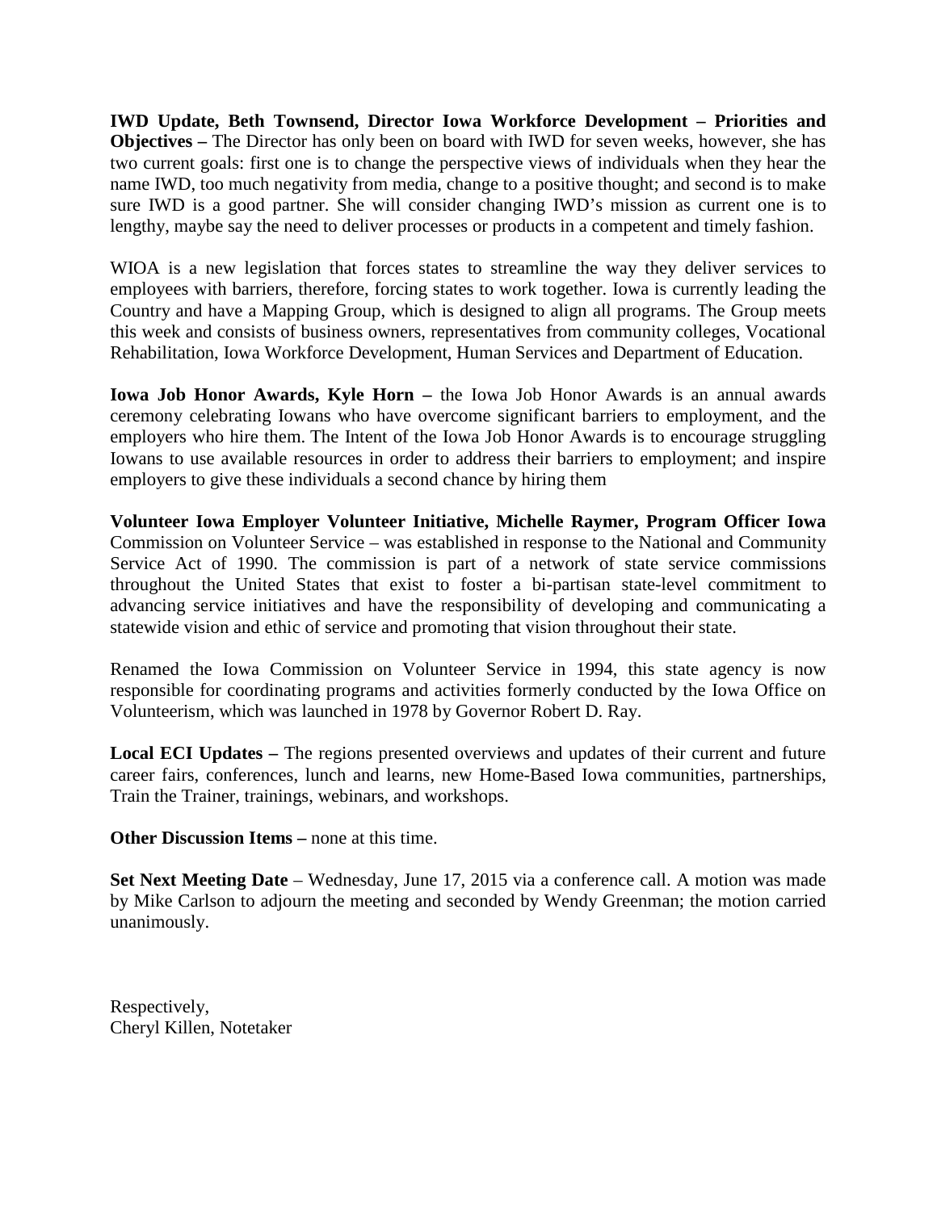**IWD Update, Beth Townsend, Director Iowa Workforce Development – Priorities and Objectives –** The Director has only been on board with IWD for seven weeks, however, she has two current goals: first one is to change the perspective views of individuals when they hear the name IWD, too much negativity from media, change to a positive thought; and second is to make sure IWD is a good partner. She will consider changing IWD's mission as current one is to lengthy, maybe say the need to deliver processes or products in a competent and timely fashion.

WIOA is a new legislation that forces states to streamline the way they deliver services to employees with barriers, therefore, forcing states to work together. Iowa is currently leading the Country and have a Mapping Group, which is designed to align all programs. The Group meets this week and consists of business owners, representatives from community colleges, Vocational Rehabilitation, Iowa Workforce Development, Human Services and Department of Education.

**Iowa Job Honor Awards, Kyle Horn –** the Iowa Job Honor Awards is an annual awards ceremony celebrating Iowans who have overcome significant barriers to employment, and the employers who hire them. The Intent of the Iowa Job Honor Awards is to encourage struggling Iowans to use available resources in order to address their barriers to employment; and inspire employers to give these individuals a second chance by hiring them

**Volunteer Iowa Employer Volunteer Initiative, Michelle Raymer, Program Officer Iowa** Commission on Volunteer Service – was established in response to the National and Community Service Act of 1990. The commission is part of a network of state service commissions throughout the United States that exist to foster a bi-partisan state-level commitment to advancing service initiatives and have the responsibility of developing and communicating a statewide vision and ethic of service and promoting that vision throughout their state.

Renamed the Iowa Commission on Volunteer Service in 1994, this state agency is now responsible for coordinating programs and activities formerly conducted by the Iowa Office on Volunteerism, which was launched in 1978 by Governor Robert D. Ray.

**Local ECI Updates –** The regions presented overviews and updates of their current and future career fairs, conferences, lunch and learns, new Home-Based Iowa communities, partnerships, Train the Trainer, trainings, webinars, and workshops.

**Other Discussion Items –** none at this time.

**Set Next Meeting Date** – Wednesday, June 17, 2015 via a conference call. A motion was made by Mike Carlson to adjourn the meeting and seconded by Wendy Greenman; the motion carried unanimously.

Respectively,
Cheryl Killen, Notetaker